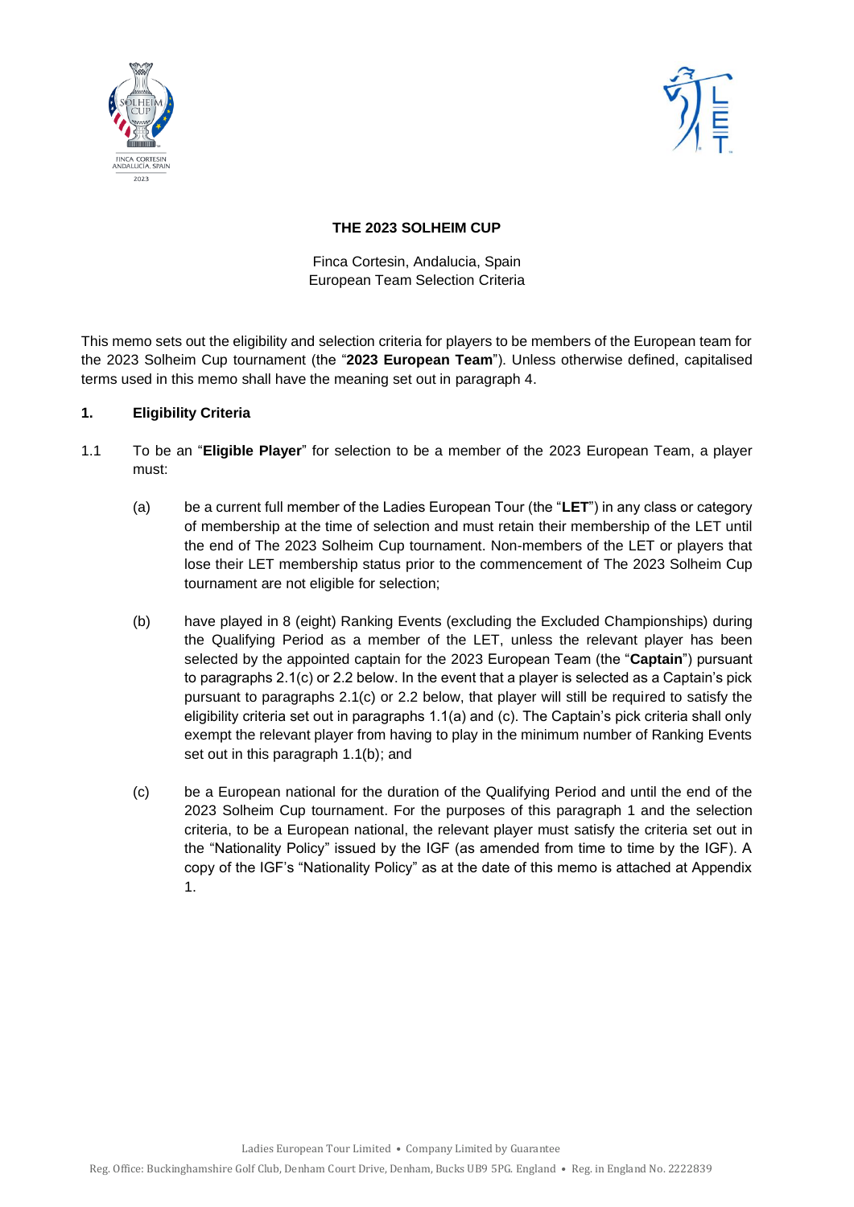# THE 2023 SOLHEIM CUP

Finca Cortesin, Andalucia, Spain
European Team Selection Criteria

This memo sets out the eligibility and selection criteria for players to be members of the European team for the 2023 Solheim Cup tournament (the "**2023 European Team**"). Unless otherwise defined, capitalised terms used in this memo shall have the meaning set out in paragraph 4.

## 1. Eligibility Criteria

1.1 To be an "**Eligible Player**" for selection to be a member of the 2023 European Team, a player must:

(a) be a current full member of the Ladies European Tour (the "**LET**") in any class or category of membership at the time of selection and must retain their membership of the LET until the end of The 2023 Solheim Cup tournament. Non-members of the LET or players that lose their LET membership status prior to the commencement of The 2023 Solheim Cup tournament are not eligible for selection;

(b) have played in 8 (eight) Ranking Events (excluding the Excluded Championships) during the Qualifying Period as a member of the LET, unless the relevant player has been selected by the appointed captain for the 2023 European Team (the "**Captain**") pursuant to paragraphs 2.1(c) or 2.2 below. In the event that a player is selected as a Captain's pick pursuant to paragraphs 2.1(c) or 2.2 below, that player will still be required to satisfy the eligibility criteria set out in paragraphs 1.1(a) and (c). The Captain's pick criteria shall only exempt the relevant player from having to play in the minimum number of Ranking Events set out in this paragraph 1.1(b); and

(c) be a European national for the duration of the Qualifying Period and until the end of the 2023 Solheim Cup tournament. For the purposes of this paragraph 1 and the selection criteria, to be a European national, the relevant player must satisfy the criteria set out in the "Nationality Policy" issued by the IGF (as amended from time to time by the IGF). A copy of the IGF's "Nationality Policy" as at the date of this memo is attached at Appendix 1.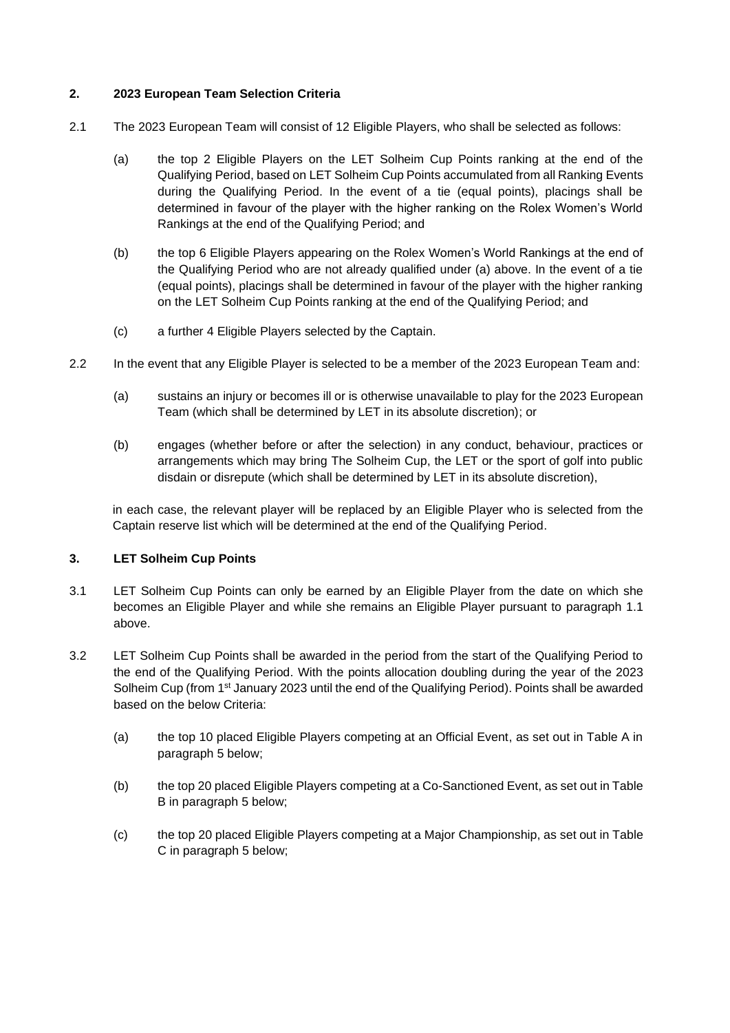## 2. 2023 European Team Selection Criteria

2.1 The 2023 European Team will consist of 12 Eligible Players, who shall be selected as follows:

(a) the top 2 Eligible Players on the LET Solheim Cup Points ranking at the end of the Qualifying Period, based on LET Solheim Cup Points accumulated from all Ranking Events during the Qualifying Period. In the event of a tie (equal points), placings shall be determined in favour of the player with the higher ranking on the Rolex Women's World Rankings at the end of the Qualifying Period; and

(b) the top 6 Eligible Players appearing on the Rolex Women's World Rankings at the end of the Qualifying Period who are not already qualified under (a) above. In the event of a tie (equal points), placings shall be determined in favour of the player with the higher ranking on the LET Solheim Cup Points ranking at the end of the Qualifying Period; and

(c) a further 4 Eligible Players selected by the Captain.

2.2 In the event that any Eligible Player is selected to be a member of the 2023 European Team and:

(a) sustains an injury or becomes ill or is otherwise unavailable to play for the 2023 European Team (which shall be determined by LET in its absolute discretion); or

(b) engages (whether before or after the selection) in any conduct, behaviour, practices or arrangements which may bring The Solheim Cup, the LET or the sport of golf into public disdain or disrepute (which shall be determined by LET in its absolute discretion),

in each case, the relevant player will be replaced by an Eligible Player who is selected from the Captain reserve list which will be determined at the end of the Qualifying Period.

## 3. LET Solheim Cup Points

3.1 LET Solheim Cup Points can only be earned by an Eligible Player from the date on which she becomes an Eligible Player and while she remains an Eligible Player pursuant to paragraph 1.1 above.

3.2 LET Solheim Cup Points shall be awarded in the period from the start of the Qualifying Period to the end of the Qualifying Period. With the points allocation doubling during the year of the 2023 Solheim Cup (from 1st January 2023 until the end of the Qualifying Period). Points shall be awarded based on the below Criteria:

(a) the top 10 placed Eligible Players competing at an Official Event, as set out in Table A in paragraph 5 below;

(b) the top 20 placed Eligible Players competing at a Co-Sanctioned Event, as set out in Table B in paragraph 5 below;

(c) the top 20 placed Eligible Players competing at a Major Championship, as set out in Table C in paragraph 5 below;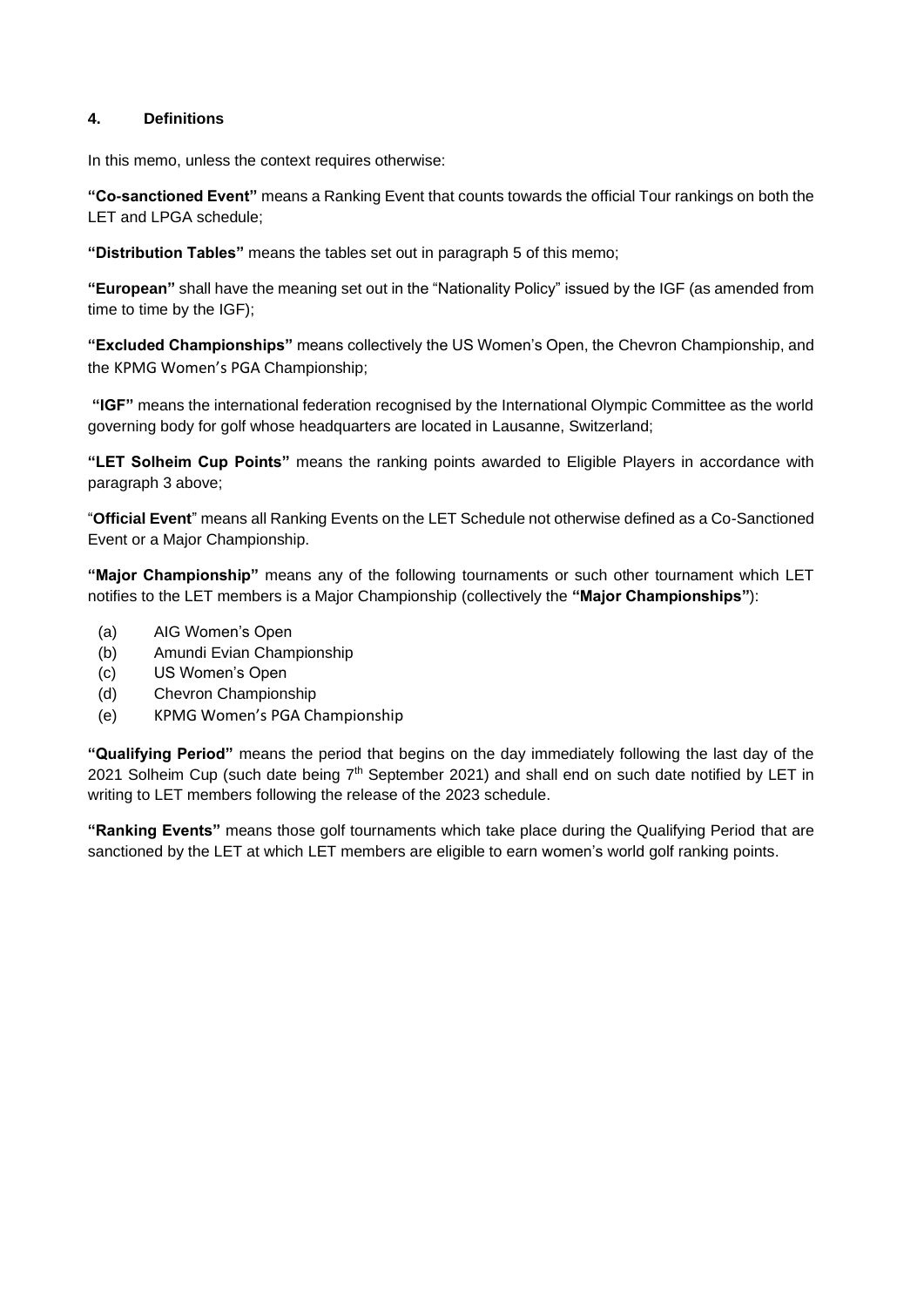## 4. Definitions

In this memo, unless the context requires otherwise:

**"Co-sanctioned Event"** means a Ranking Event that counts towards the official Tour rankings on both the LET and LPGA schedule;

**"Distribution Tables"** means the tables set out in paragraph 5 of this memo;

**"European"** shall have the meaning set out in the "Nationality Policy" issued by the IGF (as amended from time to time by the IGF);

**"Excluded Championships"** means collectively the US Women's Open, the Chevron Championship, and the KPMG Women's PGA Championship;

**"IGF"** means the international federation recognised by the International Olympic Committee as the world governing body for golf whose headquarters are located in Lausanne, Switzerland;

**"LET Solheim Cup Points"** means the ranking points awarded to Eligible Players in accordance with paragraph 3 above;

"**Official Event**" means all Ranking Events on the LET Schedule not otherwise defined as a Co-Sanctioned Event or a Major Championship.

**"Major Championship"** means any of the following tournaments or such other tournament which LET notifies to the LET members is a Major Championship (collectively the **"Major Championships"**):

- (a) AIG Women's Open
- (b) Amundi Evian Championship
- (c) US Women's Open
- (d) Chevron Championship
- (e) KPMG Women's PGA Championship

**"Qualifying Period"** means the period that begins on the day immediately following the last day of the 2021 Solheim Cup (such date being 7th September 2021) and shall end on such date notified by LET in writing to LET members following the release of the 2023 schedule.

**"Ranking Events"** means those golf tournaments which take place during the Qualifying Period that are sanctioned by the LET at which LET members are eligible to earn women's world golf ranking points.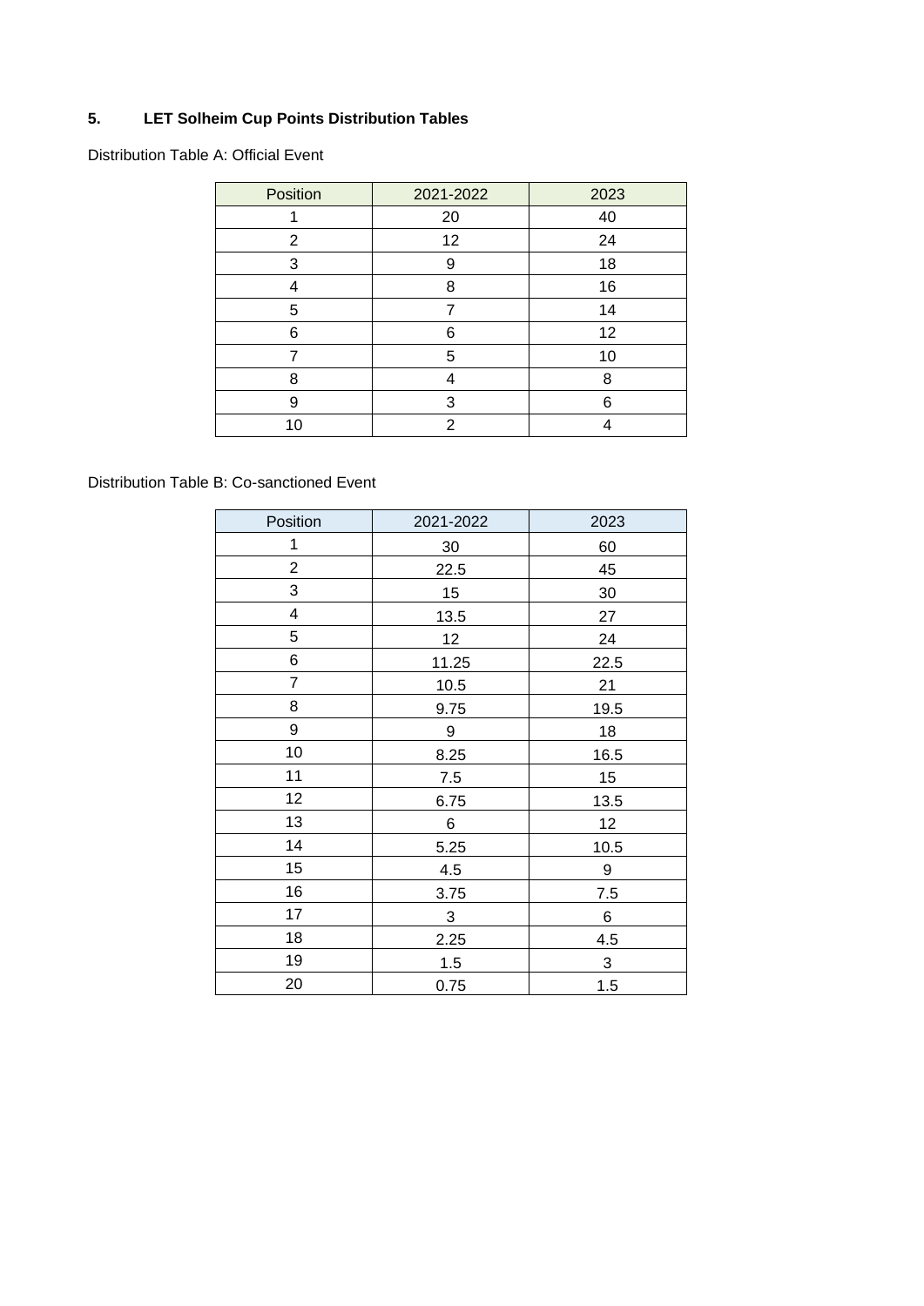## 5. LET Solheim Cup Points Distribution Tables

Distribution Table A: Official Event

| Position | 2021-2022 | 2023 |
|---|---|---|
| 1 | 20 | 40 |
| 2 | 12 | 24 |
| 3 | 9 | 18 |
| 4 | 8 | 16 |
| 5 | 7 | 14 |
| 6 | 6 | 12 |
| 7 | 5 | 10 |
| 8 | 4 | 8 |
| 9 | 3 | 6 |
| 10 | 2 | 4 |

Distribution Table B: Co-sanctioned Event

| Position | 2021-2022 | 2023 |
|---|---|---|
| 1 | 30 | 60 |
| 2 | 22.5 | 45 |
| 3 | 15 | 30 |
| 4 | 13.5 | 27 |
| 5 | 12 | 24 |
| 6 | 11.25 | 22.5 |
| 7 | 10.5 | 21 |
| 8 | 9.75 | 19.5 |
| 9 | 9 | 18 |
| 10 | 8.25 | 16.5 |
| 11 | 7.5 | 15 |
| 12 | 6.75 | 13.5 |
| 13 | 6 | 12 |
| 14 | 5.25 | 10.5 |
| 15 | 4.5 | 9 |
| 16 | 3.75 | 7.5 |
| 17 | 3 | 6 |
| 18 | 2.25 | 4.5 |
| 19 | 1.5 | 3 |
| 20 | 0.75 | 1.5 |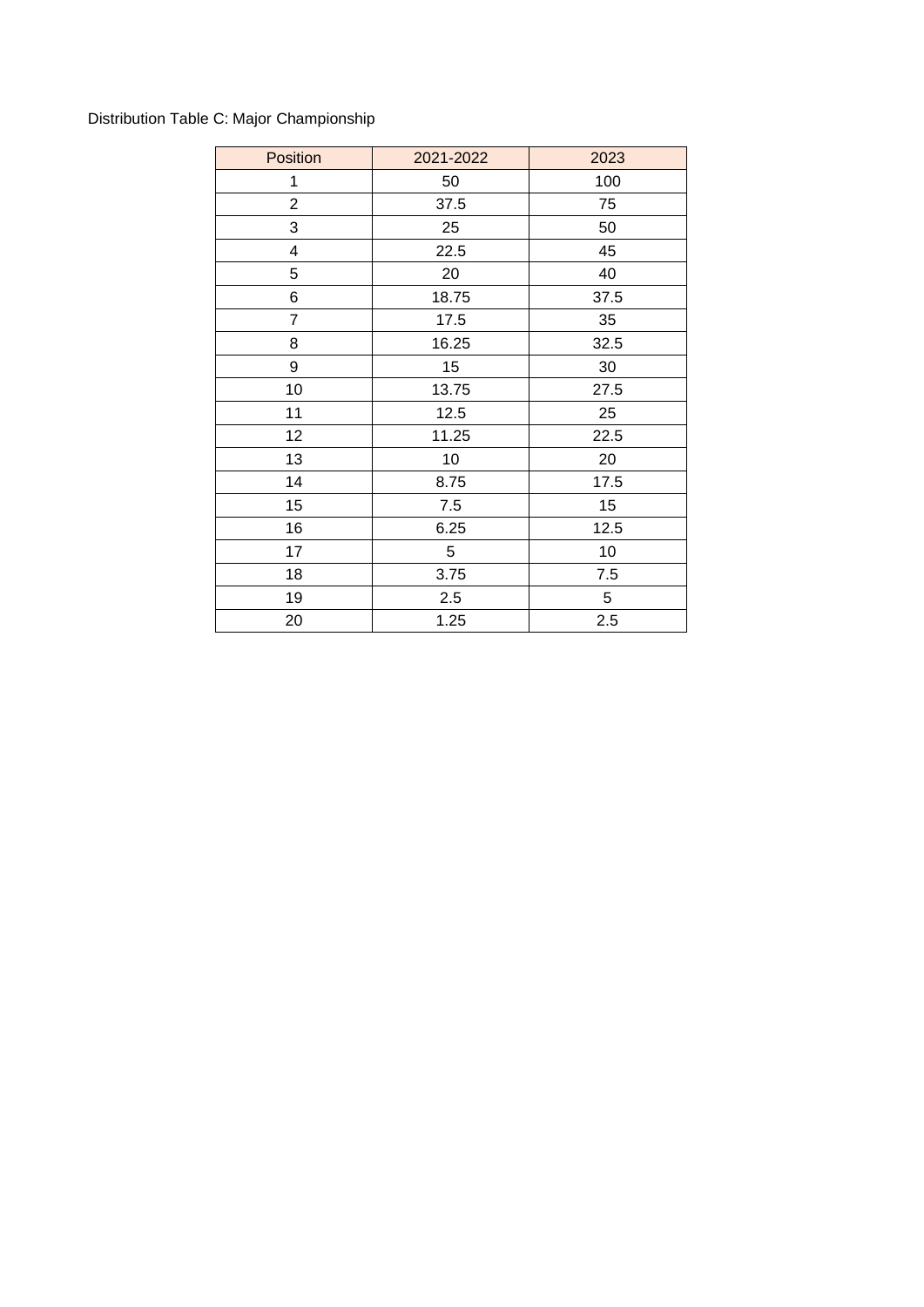Distribution Table C: Major Championship

| Position | 2021-2022 | 2023 |
|---|---|---|
| 1 | 50 | 100 |
| 2 | 37.5 | 75 |
| 3 | 25 | 50 |
| 4 | 22.5 | 45 |
| 5 | 20 | 40 |
| 6 | 18.75 | 37.5 |
| 7 | 17.5 | 35 |
| 8 | 16.25 | 32.5 |
| 9 | 15 | 30 |
| 10 | 13.75 | 27.5 |
| 11 | 12.5 | 25 |
| 12 | 11.25 | 22.5 |
| 13 | 10 | 20 |
| 14 | 8.75 | 17.5 |
| 15 | 7.5 | 15 |
| 16 | 6.25 | 12.5 |
| 17 | 5 | 10 |
| 18 | 3.75 | 7.5 |
| 19 | 2.5 | 5 |
| 20 | 1.25 | 2.5 |